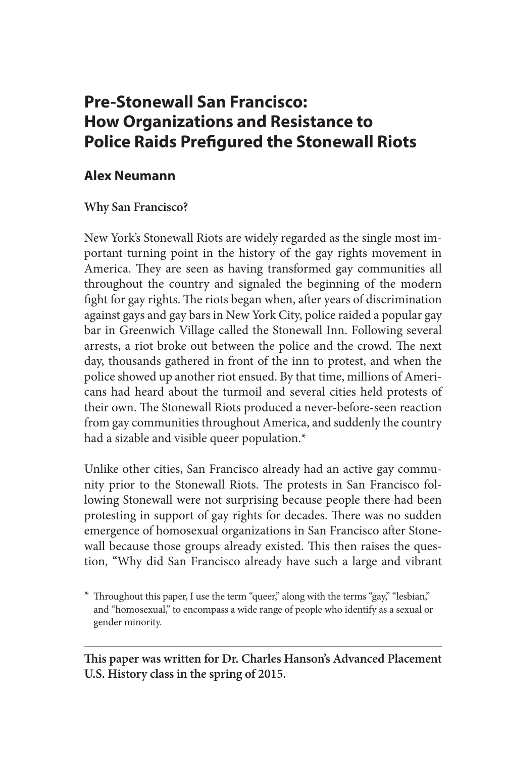# Pre-Stonewall San Francisco: How Organizations and Resistance to Police Raids Prefigured the Stonewall Riots

## Alex Neumann

### Why San Francisco?

New York's Stonewall Riots are widely regarded as the single most important turning point in the history of the gay rights movement in America. They are seen as having transformed gay communities all throughout the country and signaled the beginning of the modern fight for gay rights. The riots began when, after years of discrimination against gays and gay bars in New York City, police raided a popular gay bar in Greenwich Village called the Stonewall Inn. Following several arrests, a riot broke out between the police and the crowd. The next day, thousands gathered in front of the inn to protest, and when the police showed up another riot ensued. By that time, millions of Americans had heard about the turmoil and several cities held protests of their own. The Stonewall Riots produced a never-before-seen reaction from gay communities throughout America, and suddenly the country had a sizable and visible queer population.*

Unlike other cities, San Francisco already had an active gay community prior to the Stonewall Riots. The protests in San Francisco following Stonewall were not surprising because people there had been protesting in support of gay rights for decades. There was no sudden emergence of homosexual organizations in San Francisco after Stonewall because those groups already existed. This then raises the question, "Why did San Francisco already have such a large and vibrant

\* Throughout this paper, I use the term "queer," along with the terms "gay," "lesbian," and "homosexual," to encompass a wide range of people who identify as a sexual or gender minority.

---

**This paper was written for Dr. Charles Hanson's Advanced Placement U.S. History class in the spring of 2015.**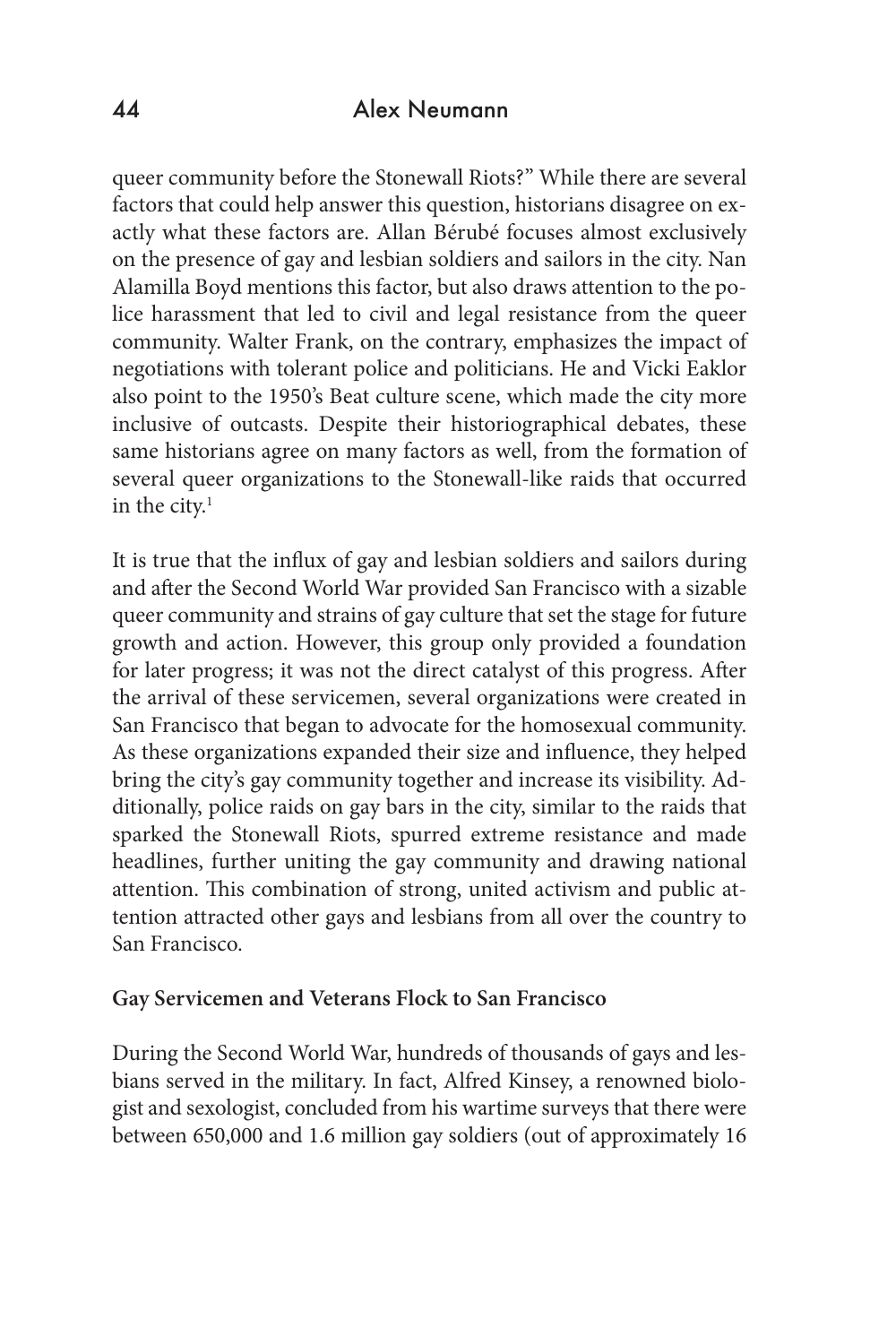queer community before the Stonewall Riots?" While there are several factors that could help answer this question, historians disagree on exactly what these factors are. Allan Bérubé focuses almost exclusively on the presence of gay and lesbian soldiers and sailors in the city. Nan Alamilla Boyd mentions this factor, but also draws attention to the police harassment that led to civil and legal resistance from the queer community. Walter Frank, on the contrary, emphasizes the impact of negotiations with tolerant police and politicians. He and Vicki Eaklor also point to the 1950's Beat culture scene, which made the city more inclusive of outcasts. Despite their historiographical debates, these same historians agree on many factors as well, from the formation of several queer organizations to the Stonewall-like raids that occurred in the city.[1]

It is true that the influx of gay and lesbian soldiers and sailors during and after the Second World War provided San Francisco with a sizable queer community and strains of gay culture that set the stage for future growth and action. However, this group only provided a foundation for later progress; it was not the direct catalyst of this progress. After the arrival of these servicemen, several organizations were created in San Francisco that began to advocate for the homosexual community. As these organizations expanded their size and influence, they helped bring the city's gay community together and increase its visibility. Additionally, police raids on gay bars in the city, similar to the raids that sparked the Stonewall Riots, spurred extreme resistance and made headlines, further uniting the gay community and drawing national attention. This combination of strong, united activism and public attention attracted other gays and lesbians from all over the country to San Francisco.

**Gay Servicemen and Veterans Flock to San Francisco**

During the Second World War, hundreds of thousands of gays and lesbians served in the military. In fact, Alfred Kinsey, a renowned biologist and sexologist, concluded from his wartime surveys that there were between 650,000 and 1.6 million gay soldiers (out of approximately 16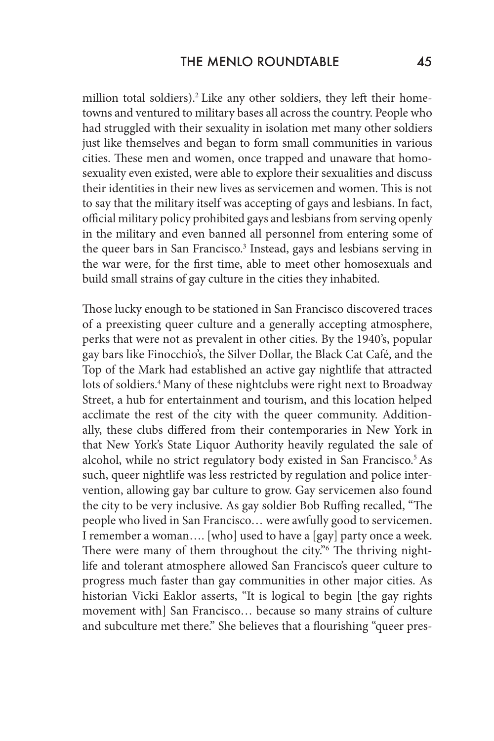million total soldiers).[2] Like any other soldiers, they left their hometowns and ventured to military bases all across the country. People who had struggled with their sexuality in isolation met many other soldiers just like themselves and began to form small communities in various cities. These men and women, once trapped and unaware that homosexuality even existed, were able to explore their sexualities and discuss their identities in their new lives as servicemen and women. This is not to say that the military itself was accepting of gays and lesbians. In fact, official military policy prohibited gays and lesbians from serving openly in the military and even banned all personnel from entering some of the queer bars in San Francisco.[3] Instead, gays and lesbians serving in the war were, for the first time, able to meet other homosexuals and build small strains of gay culture in the cities they inhabited.

Those lucky enough to be stationed in San Francisco discovered traces of a preexisting queer culture and a generally accepting atmosphere, perks that were not as prevalent in other cities. By the 1940's, popular gay bars like Finocchio's, the Silver Dollar, the Black Cat Café, and the Top of the Mark had established an active gay nightlife that attracted lots of soldiers.[4] Many of these nightclubs were right next to Broadway Street, a hub for entertainment and tourism, and this location helped acclimate the rest of the city with the queer community. Additionally, these clubs differed from their contemporaries in New York in that New York's State Liquor Authority heavily regulated the sale of alcohol, while no strict regulatory body existed in San Francisco.[5] As such, queer nightlife was less restricted by regulation and police intervention, allowing gay bar culture to grow. Gay servicemen also found the city to be very inclusive. As gay soldier Bob Ruffing recalled, "The people who lived in San Francisco… were awfully good to servicemen. I remember a woman…. [who] used to have a [gay] party once a week. There were many of them throughout the city."[6] The thriving nightlife and tolerant atmosphere allowed San Francisco's queer culture to progress much faster than gay communities in other major cities. As historian Vicki Eaklor asserts, "It is logical to begin [the gay rights movement with] San Francisco… because so many strains of culture and subculture met there." She believes that a flourishing "queer pres-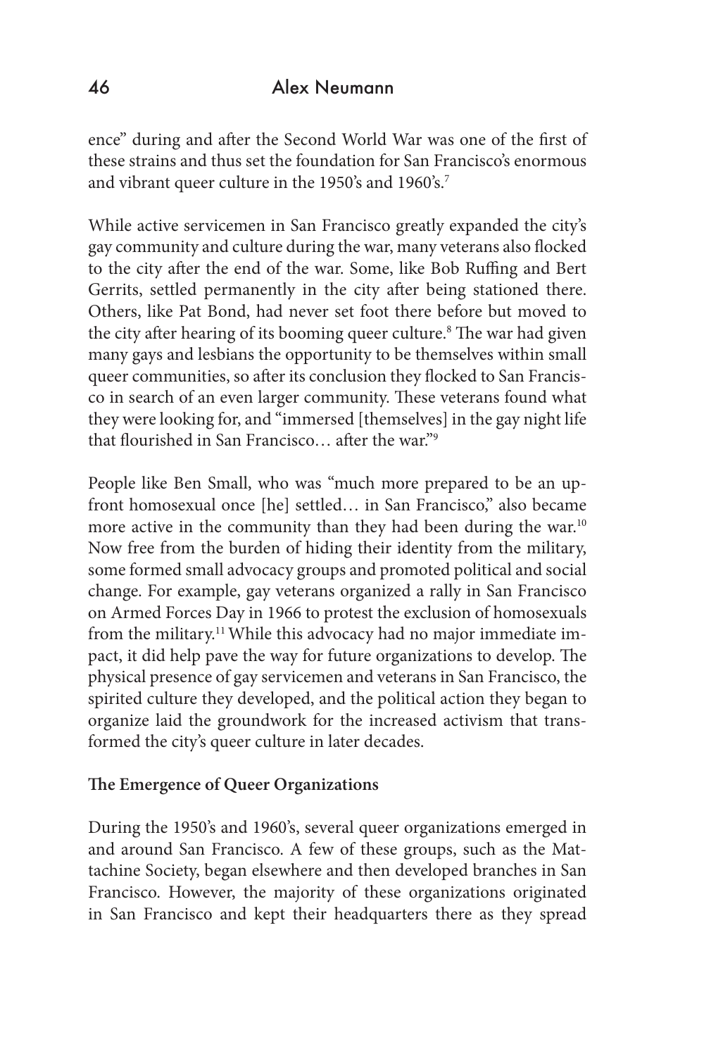ence" during and after the Second World War was one of the first of these strains and thus set the foundation for San Francisco's enormous and vibrant queer culture in the 1950's and 1960's.[7]

While active servicemen in San Francisco greatly expanded the city's gay community and culture during the war, many veterans also flocked to the city after the end of the war. Some, like Bob Ruffing and Bert Gerrits, settled permanently in the city after being stationed there. Others, like Pat Bond, had never set foot there before but moved to the city after hearing of its booming queer culture.[8] The war had given many gays and lesbians the opportunity to be themselves within small queer communities, so after its conclusion they flocked to San Francisco in search of an even larger community. These veterans found what they were looking for, and "immersed [themselves] in the gay night life that flourished in San Francisco… after the war."[9]

People like Ben Small, who was "much more prepared to be an upfront homosexual once [he] settled… in San Francisco," also became more active in the community than they had been during the war.[10] Now free from the burden of hiding their identity from the military, some formed small advocacy groups and promoted political and social change. For example, gay veterans organized a rally in San Francisco on Armed Forces Day in 1966 to protest the exclusion of homosexuals from the military.[11] While this advocacy had no major immediate impact, it did help pave the way for future organizations to develop. The physical presence of gay servicemen and veterans in San Francisco, the spirited culture they developed, and the political action they began to organize laid the groundwork for the increased activism that transformed the city's queer culture in later decades.

**The Emergence of Queer Organizations**

During the 1950's and 1960's, several queer organizations emerged in and around San Francisco. A few of these groups, such as the Mattachine Society, began elsewhere and then developed branches in San Francisco. However, the majority of these organizations originated in San Francisco and kept their headquarters there as they spread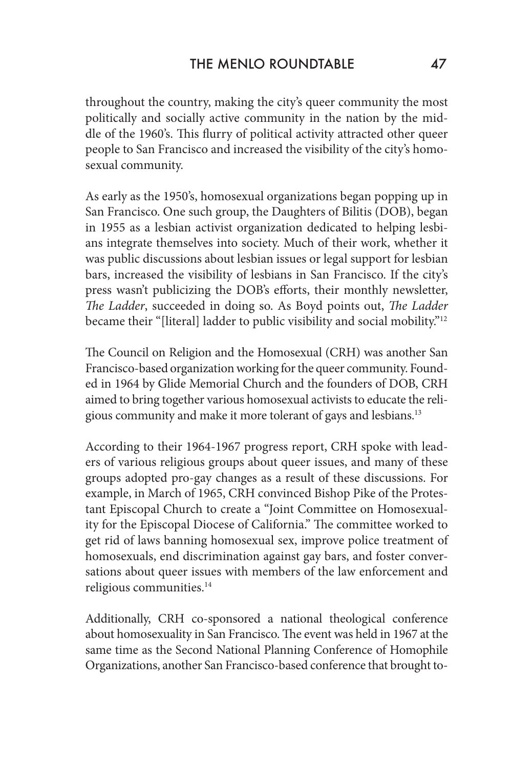throughout the country, making the city's queer community the most politically and socially active community in the nation by the middle of the 1960's. This flurry of political activity attracted other queer people to San Francisco and increased the visibility of the city's homosexual community.

As early as the 1950's, homosexual organizations began popping up in San Francisco. One such group, the Daughters of Bilitis (DOB), began in 1955 as a lesbian activist organization dedicated to helping lesbians integrate themselves into society. Much of their work, whether it was public discussions about lesbian issues or legal support for lesbian bars, increased the visibility of lesbians in San Francisco. If the city's press wasn't publicizing the DOB's efforts, their monthly newsletter, *The Ladder*, succeeded in doing so. As Boyd points out, *The Ladder* became their "[literal] ladder to public visibility and social mobility."[12]

The Council on Religion and the Homosexual (CRH) was another San Francisco-based organization working for the queer community. Founded in 1964 by Glide Memorial Church and the founders of DOB, CRH aimed to bring together various homosexual activists to educate the religious community and make it more tolerant of gays and lesbians.[13]

According to their 1964-1967 progress report, CRH spoke with leaders of various religious groups about queer issues, and many of these groups adopted pro-gay changes as a result of these discussions. For example, in March of 1965, CRH convinced Bishop Pike of the Protestant Episcopal Church to create a "Joint Committee on Homosexuality for the Episcopal Diocese of California." The committee worked to get rid of laws banning homosexual sex, improve police treatment of homosexuals, end discrimination against gay bars, and foster conversations about queer issues with members of the law enforcement and religious communities.[14]

Additionally, CRH co-sponsored a national theological conference about homosexuality in San Francisco. The event was held in 1967 at the same time as the Second National Planning Conference of Homophile Organizations, another San Francisco-based conference that brought to-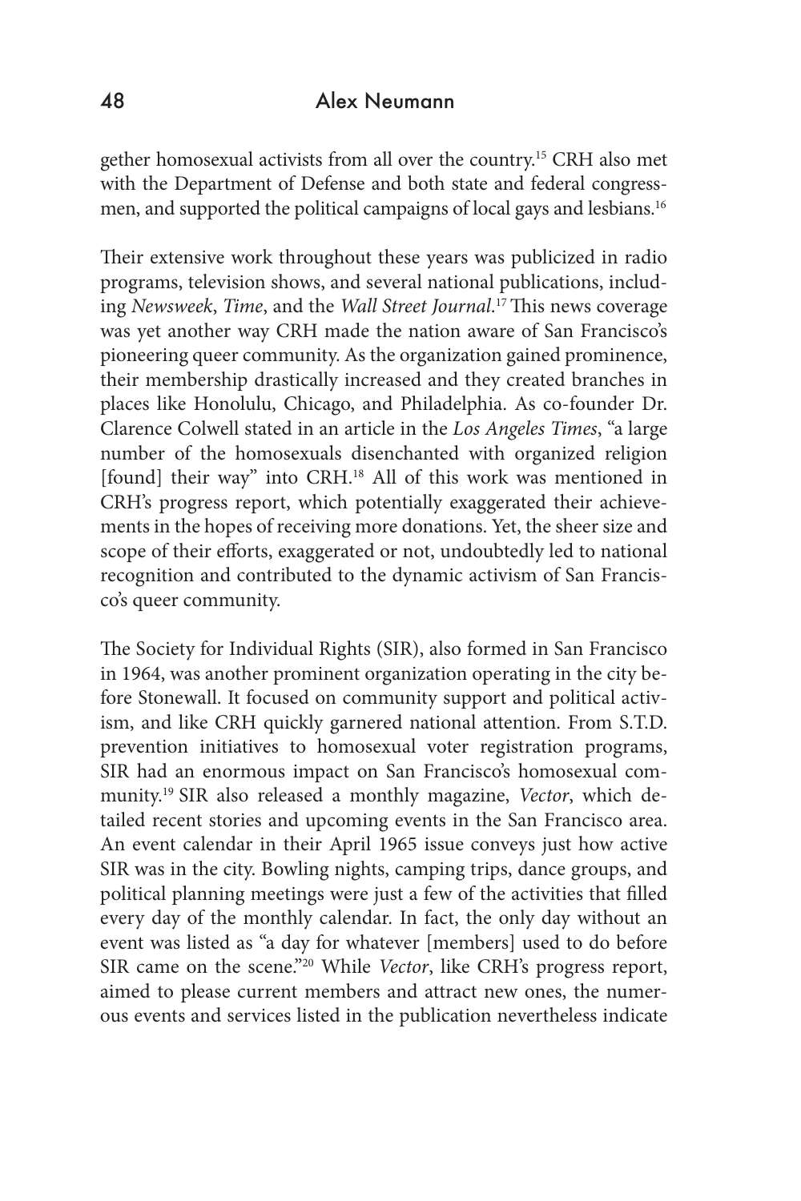gether homosexual activists from all over the country.[15] CRH also met with the Department of Defense and both state and federal congressmen, and supported the political campaigns of local gays and lesbians.[16]

Their extensive work throughout these years was publicized in radio programs, television shows, and several national publications, including *Newsweek*, *Time*, and the *Wall Street Journal*.[17] This news coverage was yet another way CRH made the nation aware of San Francisco's pioneering queer community. As the organization gained prominence, their membership drastically increased and they created branches in places like Honolulu, Chicago, and Philadelphia. As co-founder Dr. Clarence Colwell stated in an article in the *Los Angeles Times*, "a large number of the homosexuals disenchanted with organized religion [found] their way" into CRH.[18] All of this work was mentioned in CRH's progress report, which potentially exaggerated their achievements in the hopes of receiving more donations. Yet, the sheer size and scope of their efforts, exaggerated or not, undoubtedly led to national recognition and contributed to the dynamic activism of San Francisco's queer community.

The Society for Individual Rights (SIR), also formed in San Francisco in 1964, was another prominent organization operating in the city before Stonewall. It focused on community support and political activism, and like CRH quickly garnered national attention. From S.T.D. prevention initiatives to homosexual voter registration programs, SIR had an enormous impact on San Francisco's homosexual community.[19] SIR also released a monthly magazine, *Vector*, which detailed recent stories and upcoming events in the San Francisco area. An event calendar in their April 1965 issue conveys just how active SIR was in the city. Bowling nights, camping trips, dance groups, and political planning meetings were just a few of the activities that filled every day of the monthly calendar. In fact, the only day without an event was listed as "a day for whatever [members] used to do before SIR came on the scene."[20] While *Vector*, like CRH's progress report, aimed to please current members and attract new ones, the numerous events and services listed in the publication nevertheless indicate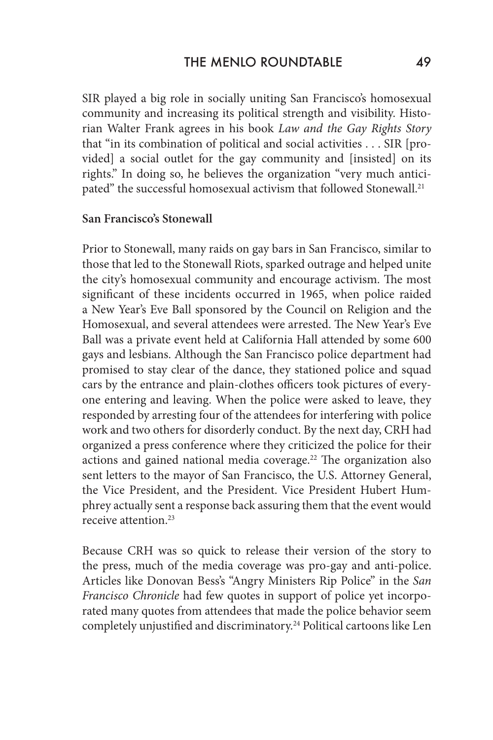SIR played a big role in socially uniting San Francisco's homosexual community and increasing its political strength and visibility. Historian Walter Frank agrees in his book *Law and the Gay Rights Story* that "in its combination of political and social activities . . . SIR [provided] a social outlet for the gay community and [insisted] on its rights." In doing so, he believes the organization "very much anticipated" the successful homosexual activism that followed Stonewall.[21]

**San Francisco's Stonewall**

Prior to Stonewall, many raids on gay bars in San Francisco, similar to those that led to the Stonewall Riots, sparked outrage and helped unite the city's homosexual community and encourage activism. The most significant of these incidents occurred in 1965, when police raided a New Year's Eve Ball sponsored by the Council on Religion and the Homosexual, and several attendees were arrested. The New Year's Eve Ball was a private event held at California Hall attended by some 600 gays and lesbians. Although the San Francisco police department had promised to stay clear of the dance, they stationed police and squad cars by the entrance and plain-clothes officers took pictures of everyone entering and leaving. When the police were asked to leave, they responded by arresting four of the attendees for interfering with police work and two others for disorderly conduct. By the next day, CRH had organized a press conference where they criticized the police for their actions and gained national media coverage.[22] The organization also sent letters to the mayor of San Francisco, the U.S. Attorney General, the Vice President, and the President. Vice President Hubert Humphrey actually sent a response back assuring them that the event would receive attention.[23]

Because CRH was so quick to release their version of the story to the press, much of the media coverage was pro-gay and anti-police. Articles like Donovan Bess's "Angry Ministers Rip Police" in the *San Francisco Chronicle* had few quotes in support of police yet incorporated many quotes from attendees that made the police behavior seem completely unjustified and discriminatory.[24] Political cartoons like Len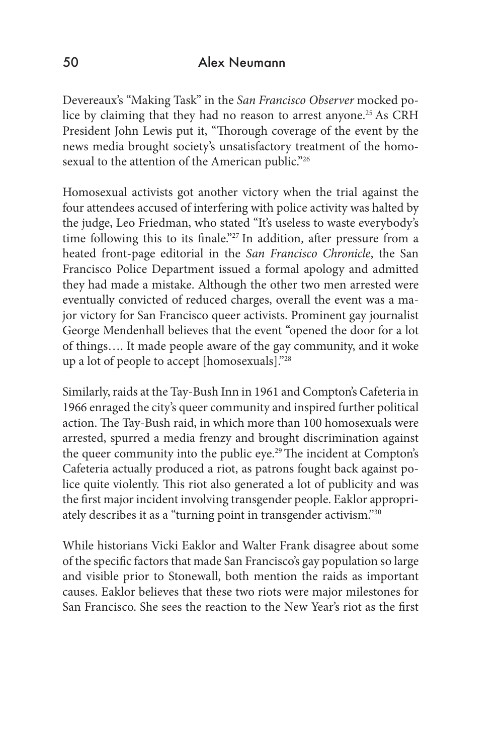Devereaux's "Making Task" in the *San Francisco Observer* mocked police by claiming that they had no reason to arrest anyone.[25] As CRH President John Lewis put it, "Thorough coverage of the event by the news media brought society's unsatisfactory treatment of the homosexual to the attention of the American public."[26]

Homosexual activists got another victory when the trial against the four attendees accused of interfering with police activity was halted by the judge, Leo Friedman, who stated "It's useless to waste everybody's time following this to its finale."[27] In addition, after pressure from a heated front-page editorial in the *San Francisco Chronicle*, the San Francisco Police Department issued a formal apology and admitted they had made a mistake. Although the other two men arrested were eventually convicted of reduced charges, overall the event was a major victory for San Francisco queer activists. Prominent gay journalist George Mendenhall believes that the event "opened the door for a lot of things…. It made people aware of the gay community, and it woke up a lot of people to accept [homosexuals]."[28]

Similarly, raids at the Tay-Bush Inn in 1961 and Compton's Cafeteria in 1966 enraged the city's queer community and inspired further political action. The Tay-Bush raid, in which more than 100 homosexuals were arrested, spurred a media frenzy and brought discrimination against the queer community into the public eye.[29] The incident at Compton's Cafeteria actually produced a riot, as patrons fought back against police quite violently. This riot also generated a lot of publicity and was the first major incident involving transgender people. Eaklor appropriately describes it as a "turning point in transgender activism."[30]

While historians Vicki Eaklor and Walter Frank disagree about some of the specific factors that made San Francisco's gay population so large and visible prior to Stonewall, both mention the raids as important causes. Eaklor believes that these two riots were major milestones for San Francisco. She sees the reaction to the New Year's riot as the first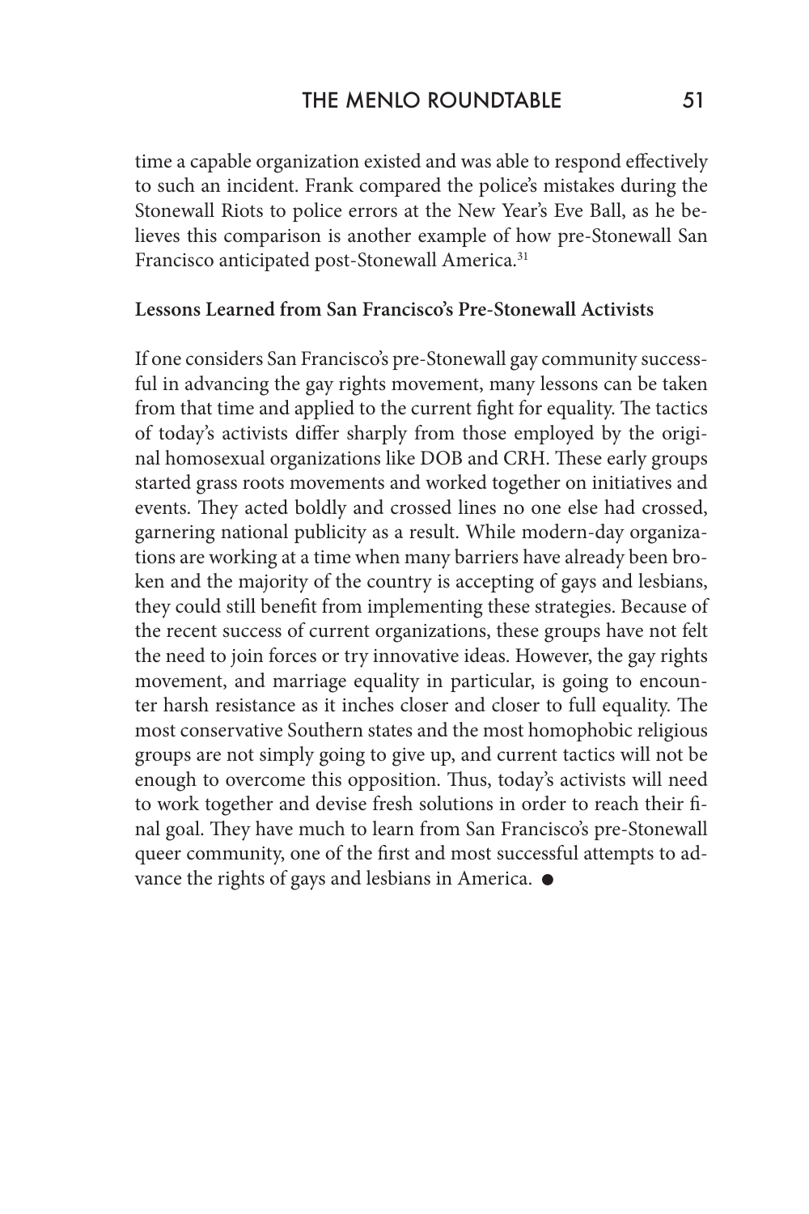time a capable organization existed and was able to respond effectively to such an incident. Frank compared the police's mistakes during the Stonewall Riots to police errors at the New Year's Eve Ball, as he believes this comparison is another example of how pre-Stonewall San Francisco anticipated post-Stonewall America.[31]

**Lessons Learned from San Francisco's Pre-Stonewall Activists**

If one considers San Francisco's pre-Stonewall gay community successful in advancing the gay rights movement, many lessons can be taken from that time and applied to the current fight for equality. The tactics of today's activists differ sharply from those employed by the original homosexual organizations like DOB and CRH. These early groups started grass roots movements and worked together on initiatives and events. They acted boldly and crossed lines no one else had crossed, garnering national publicity as a result. While modern-day organizations are working at a time when many barriers have already been broken and the majority of the country is accepting of gays and lesbians, they could still benefit from implementing these strategies. Because of the recent success of current organizations, these groups have not felt the need to join forces or try innovative ideas. However, the gay rights movement, and marriage equality in particular, is going to encounter harsh resistance as it inches closer and closer to full equality. The most conservative Southern states and the most homophobic religious groups are not simply going to give up, and current tactics will not be enough to overcome this opposition. Thus, today's activists will need to work together and devise fresh solutions in order to reach their final goal. They have much to learn from San Francisco's pre-Stonewall queer community, one of the first and most successful attempts to advance the rights of gays and lesbians in America. ●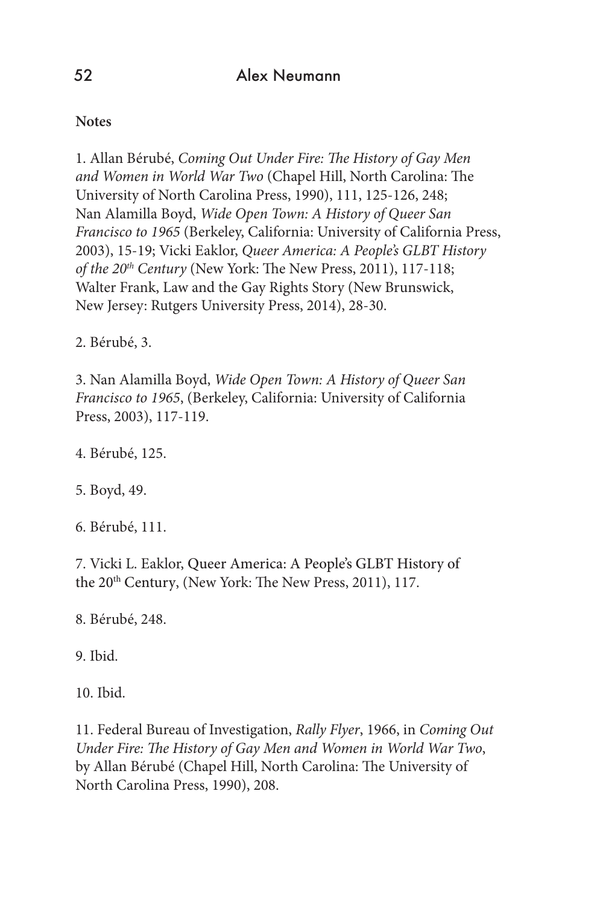**Notes**

1. Allan Bérubé, *Coming Out Under Fire: The History of Gay Men and Women in World War Two* (Chapel Hill, North Carolina: The University of North Carolina Press, 1990), 111, 125-126, 248; Nan Alamilla Boyd, *Wide Open Town: A History of Queer San Francisco to 1965* (Berkeley, California: University of California Press, 2003), 15-19; Vicki Eaklor, *Queer America: A People's GLBT History of the 20th Century* (New York: The New Press, 2011), 117-118; Walter Frank, Law and the Gay Rights Story (New Brunswick, New Jersey: Rutgers University Press, 2014), 28-30.

2. Bérubé, 3.

3. Nan Alamilla Boyd, *Wide Open Town: A History of Queer San Francisco to 1965*, (Berkeley, California: University of California Press, 2003), 117-119.

4. Bérubé, 125.

5. Boyd, 49.

6. Bérubé, 111.

7. Vicki L. Eaklor, Queer America: A People's GLBT History of the 20th Century, (New York: The New Press, 2011), 117.

8. Bérubé, 248.

9. Ibid.

10. Ibid.

11. Federal Bureau of Investigation, *Rally Flyer*, 1966, in *Coming Out Under Fire: The History of Gay Men and Women in World War Two*, by Allan Bérubé (Chapel Hill, North Carolina: The University of North Carolina Press, 1990), 208.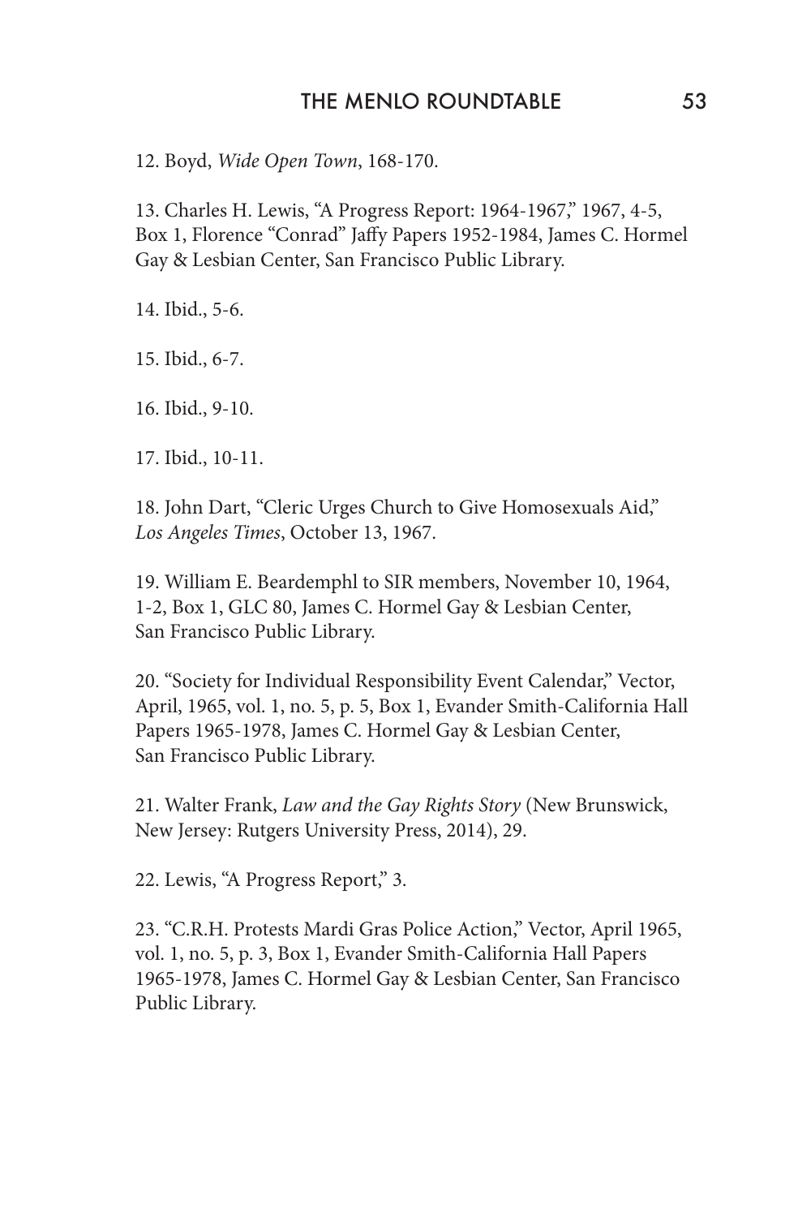12. Boyd, *Wide Open Town*, 168-170.

13. Charles H. Lewis, "A Progress Report: 1964-1967," 1967, 4-5, Box 1, Florence "Conrad" Jaffy Papers 1952-1984, James C. Hormel Gay & Lesbian Center, San Francisco Public Library.

14. Ibid., 5-6.

15. Ibid., 6-7.

16. Ibid., 9-10.

17. Ibid., 10-11.

18. John Dart, "Cleric Urges Church to Give Homosexuals Aid," *Los Angeles Times*, October 13, 1967.

19. William E. Beardemphl to SIR members, November 10, 1964, 1-2, Box 1, GLC 80, James C. Hormel Gay & Lesbian Center, San Francisco Public Library.

20. "Society for Individual Responsibility Event Calendar," Vector, April, 1965, vol. 1, no. 5, p. 5, Box 1, Evander Smith-California Hall Papers 1965-1978, James C. Hormel Gay & Lesbian Center, San Francisco Public Library.

21. Walter Frank, *Law and the Gay Rights Story* (New Brunswick, New Jersey: Rutgers University Press, 2014), 29.

22. Lewis, "A Progress Report," 3.

23. "C.R.H. Protests Mardi Gras Police Action," Vector, April 1965, vol. 1, no. 5, p. 3, Box 1, Evander Smith-California Hall Papers 1965-1978, James C. Hormel Gay & Lesbian Center, San Francisco Public Library.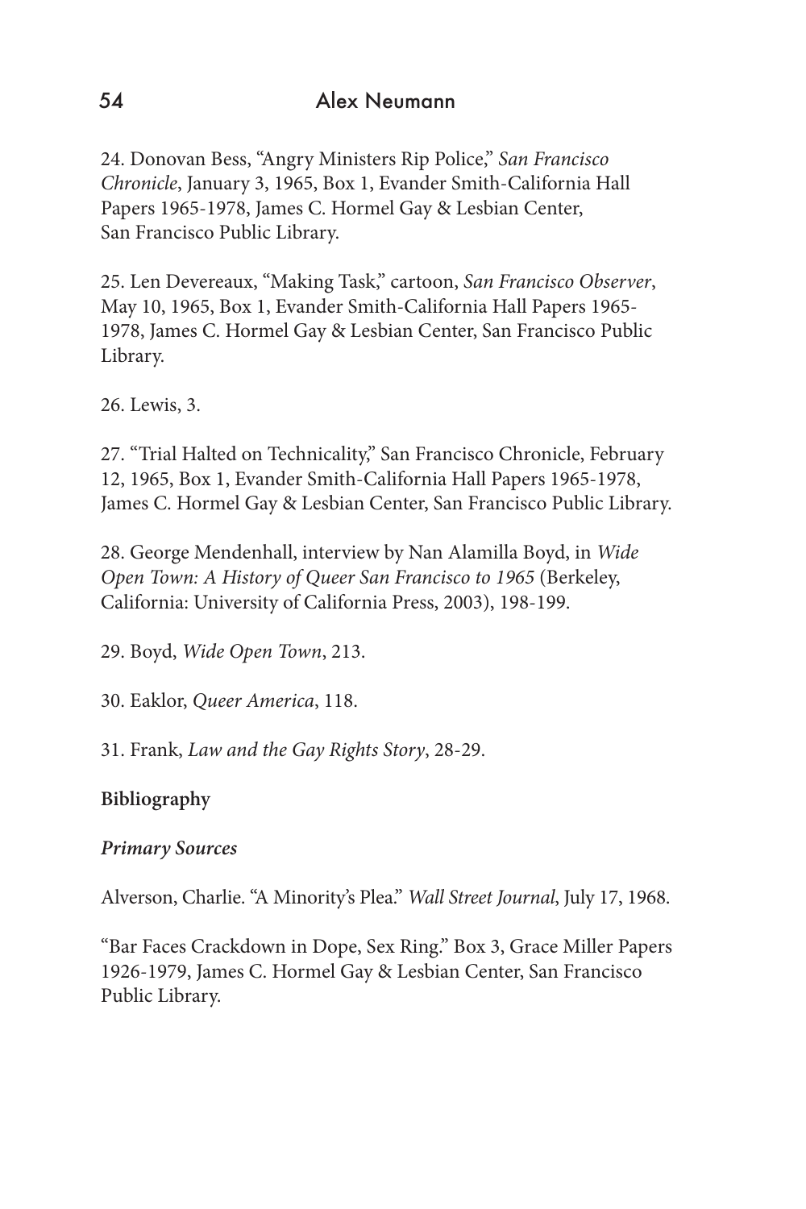24. Donovan Bess, "Angry Ministers Rip Police," *San Francisco Chronicle*, January 3, 1965, Box 1, Evander Smith-California Hall Papers 1965-1978, James C. Hormel Gay & Lesbian Center, San Francisco Public Library.

25. Len Devereaux, "Making Task," cartoon, *San Francisco Observer*, May 10, 1965, Box 1, Evander Smith-California Hall Papers 1965-1978, James C. Hormel Gay & Lesbian Center, San Francisco Public Library.

26. Lewis, 3.

27. "Trial Halted on Technicality," San Francisco Chronicle, February 12, 1965, Box 1, Evander Smith-California Hall Papers 1965-1978, James C. Hormel Gay & Lesbian Center, San Francisco Public Library.

28. George Mendenhall, interview by Nan Alamilla Boyd, in *Wide Open Town: A History of Queer San Francisco to 1965* (Berkeley, California: University of California Press, 2003), 198-199.

29. Boyd, *Wide Open Town*, 213.

30. Eaklor, *Queer America*, 118.

31. Frank, *Law and the Gay Rights Story*, 28-29.

**Bibliography**

***Primary Sources***

Alverson, Charlie. "A Minority's Plea." *Wall Street Journal*, July 17, 1968.

"Bar Faces Crackdown in Dope, Sex Ring." Box 3, Grace Miller Papers 1926-1979, James C. Hormel Gay & Lesbian Center, San Francisco Public Library.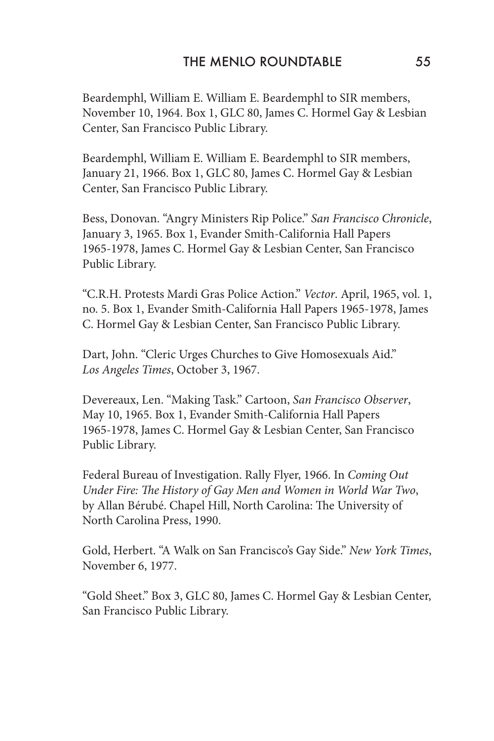Beardemphl, William E. William E. Beardemphl to SIR members, November 10, 1964. Box 1, GLC 80, James C. Hormel Gay & Lesbian Center, San Francisco Public Library.

Beardemphl, William E. William E. Beardemphl to SIR members, January 21, 1966. Box 1, GLC 80, James C. Hormel Gay & Lesbian Center, San Francisco Public Library.

Bess, Donovan. "Angry Ministers Rip Police." *San Francisco Chronicle*, January 3, 1965. Box 1, Evander Smith-California Hall Papers 1965-1978, James C. Hormel Gay & Lesbian Center, San Francisco Public Library.

"C.R.H. Protests Mardi Gras Police Action." *Vector*. April, 1965, vol. 1, no. 5. Box 1, Evander Smith-California Hall Papers 1965-1978, James C. Hormel Gay & Lesbian Center, San Francisco Public Library.

Dart, John. "Cleric Urges Churches to Give Homosexuals Aid." *Los Angeles Times*, October 3, 1967.

Devereaux, Len. "Making Task." Cartoon, *San Francisco Observer*, May 10, 1965. Box 1, Evander Smith-California Hall Papers 1965-1978, James C. Hormel Gay & Lesbian Center, San Francisco Public Library.

Federal Bureau of Investigation. Rally Flyer, 1966. In *Coming Out Under Fire: The History of Gay Men and Women in World War Two*, by Allan Bérubé. Chapel Hill, North Carolina: The University of North Carolina Press, 1990.

Gold, Herbert. "A Walk on San Francisco's Gay Side." *New York Times*, November 6, 1977.

"Gold Sheet." Box 3, GLC 80, James C. Hormel Gay & Lesbian Center, San Francisco Public Library.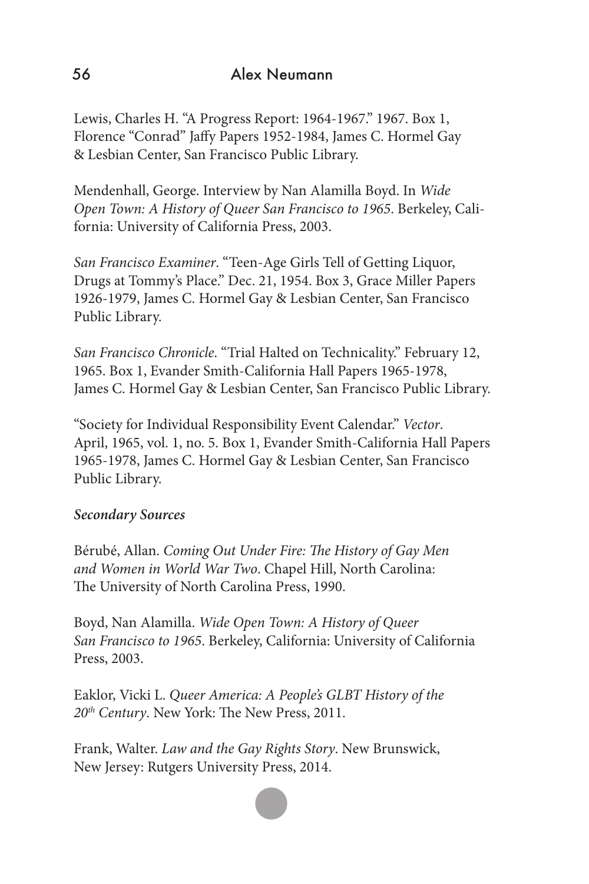Lewis, Charles H. "A Progress Report: 1964-1967." 1967. Box 1, Florence "Conrad" Jaffy Papers 1952-1984, James C. Hormel Gay & Lesbian Center, San Francisco Public Library.

Mendenhall, George. Interview by Nan Alamilla Boyd. In *Wide Open Town: A History of Queer San Francisco to 1965*. Berkeley, California: University of California Press, 2003.

*San Francisco Examiner*. "Teen-Age Girls Tell of Getting Liquor, Drugs at Tommy's Place." Dec. 21, 1954. Box 3, Grace Miller Papers 1926-1979, James C. Hormel Gay & Lesbian Center, San Francisco Public Library.

*San Francisco Chronicle*. "Trial Halted on Technicality." February 12, 1965. Box 1, Evander Smith-California Hall Papers 1965-1978, James C. Hormel Gay & Lesbian Center, San Francisco Public Library.

"Society for Individual Responsibility Event Calendar." *Vector*. April, 1965, vol. 1, no. 5. Box 1, Evander Smith-California Hall Papers 1965-1978, James C. Hormel Gay & Lesbian Center, San Francisco Public Library.

***Secondary Sources***

Bérubé, Allan. *Coming Out Under Fire: The History of Gay Men and Women in World War Two*. Chapel Hill, North Carolina: The University of North Carolina Press, 1990.

Boyd, Nan Alamilla. *Wide Open Town: A History of Queer San Francisco to 1965*. Berkeley, California: University of California Press, 2003.

Eaklor, Vicki L. *Queer America: A People's GLBT History of the 20th Century*. New York: The New Press, 2011.

Frank, Walter. *Law and the Gay Rights Story*. New Brunswick, New Jersey: Rutgers University Press, 2014.